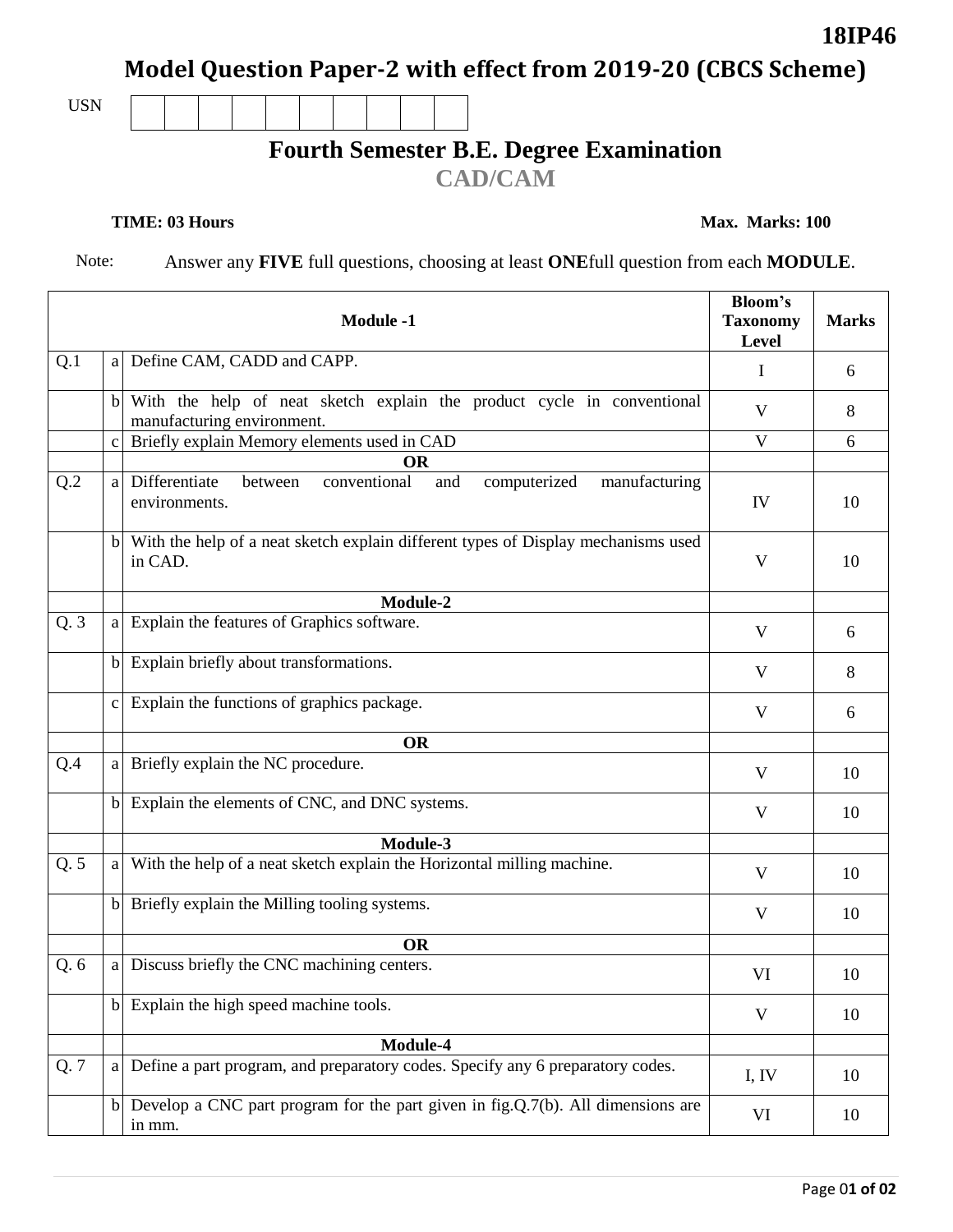**18IP46**

# Model Question Paper-2 with effect from 2019-20 (CBCS Scheme)

USN | | | | | | | | | | |

## Fourth Semester B.E. Degree Examination

## CAD/CAM

**TIME: 03 Hours** **Max. Marks: 100**

Note: Answer any **FIVE** full questions, choosing at least **ONE**full question from each **MODULE**.

| | | Module -1 | Bloom's Taxonomy Level | Marks |
|---|---|---|---|---|
| Q.1 | a | Define CAM, CADD and CAPP. | I | 6 |
| | b | With the help of neat sketch explain the product cycle in conventional manufacturing environment. | V | 8 |
| | c | Briefly explain Memory elements used in CAD | V | 6 |
| | | **OR** | | |
| Q.2 | a | Differentiate between conventional and computerized manufacturing environments. | IV | 10 |
| | b | With the help of a neat sketch explain different types of Display mechanisms used in CAD. | V | 10 |
| | | **Module-2** | | |
| Q. 3 | a | Explain the features of Graphics software. | V | 6 |
| | b | Explain briefly about transformations. | V | 8 |
| | c | Explain the functions of graphics package. | V | 6 |
| | | **OR** | | |
| Q.4 | a | Briefly explain the NC procedure. | V | 10 |
| | b | Explain the elements of CNC, and DNC systems. | V | 10 |
| | | **Module-3** | | |
| Q. 5 | a | With the help of a neat sketch explain the Horizontal milling machine. | V | 10 |
| | b | Briefly explain the Milling tooling systems. | V | 10 |
| | | **OR** | | |
| Q. 6 | a | Discuss briefly the CNC machining centers. | VI | 10 |
| | b | Explain the high speed machine tools. | V | 10 |
| | | **Module-4** | | |
| Q. 7 | a | Define a part program, and preparatory codes. Specify any 6 preparatory codes. | I, IV | 10 |
| | b | Develop a CNC part program for the part given in fig.Q.7(b). All dimensions are in mm. | VI | 10 |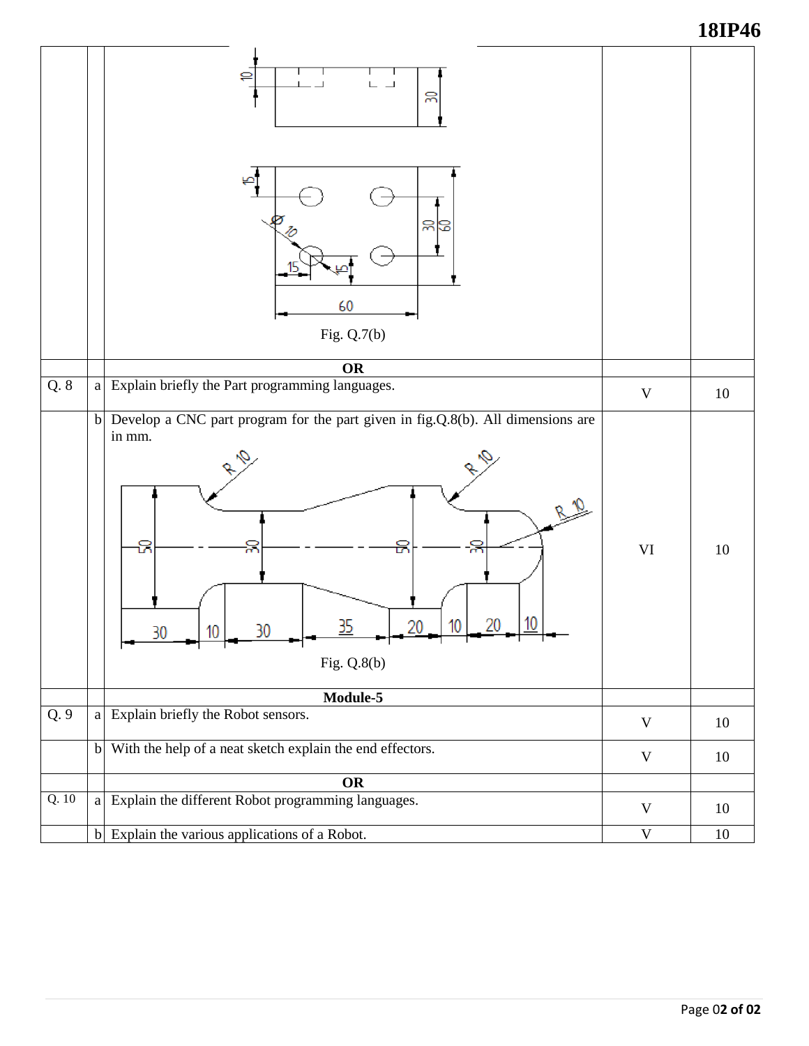| | | | | |
|---|---|---|---|---|
| | | Fig. Q.7(b) | | |
| | | **OR** | | |
| Q. 8 | a | Explain briefly the Part programming languages. | V | 10 |
| | b | Develop a CNC part program for the part given in fig.Q.8(b). All dimensions are in mm. Fig. Q.8(b) | VI | 10 |
| | | **Module-5** | | |
| Q. 9 | a | Explain briefly the Robot sensors. | V | 10 |
| | b | With the help of a neat sketch explain the end effectors. | V | 10 |
| | | **OR** | | |
| Q. 10 | a | Explain the different Robot programming languages. | V | 10 |
| | b | Explain the various applications of a Robot. | V | 10 |